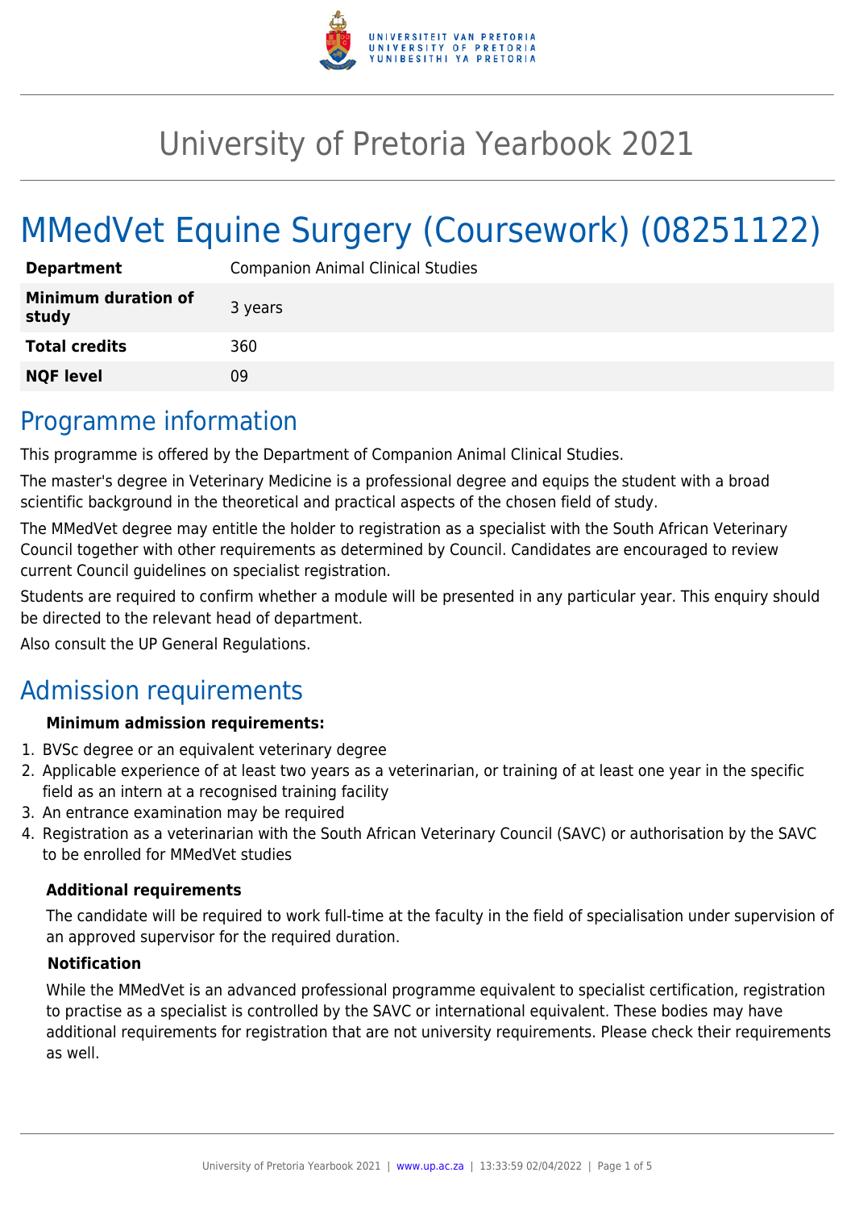# University of Pretoria Yearbook 2021

# MMedVet Equine Surgery (Coursework) (08251122)

| | |
|---|---|
| **Department** | Companion Animal Clinical Studies |
| **Minimum duration of study** | 3 years |
| **Total credits** | 360 |
| **NQF level** | 09 |

## Programme information

This programme is offered by the Department of Companion Animal Clinical Studies.

The master's degree in Veterinary Medicine is a professional degree and equips the student with a broad scientific background in the theoretical and practical aspects of the chosen field of study.

The MMedVet degree may entitle the holder to registration as a specialist with the South African Veterinary Council together with other requirements as determined by Council. Candidates are encouraged to review current Council guidelines on specialist registration.

Students are required to confirm whether a module will be presented in any particular year. This enquiry should be directed to the relevant head of department.

Also consult the UP General Regulations.

## Admission requirements

**Minimum admission requirements:**

1. BVSc degree or an equivalent veterinary degree
2. Applicable experience of at least two years as a veterinarian, or training of at least one year in the specific field as an intern at a recognised training facility
3. An entrance examination may be required
4. Registration as a veterinarian with the South African Veterinary Council (SAVC) or authorisation by the SAVC to be enrolled for MMedVet studies

**Additional requirements**

The candidate will be required to work full-time at the faculty in the field of specialisation under supervision of an approved supervisor for the required duration.

**Notification**

While the MMedVet is an advanced professional programme equivalent to specialist certification, registration to practise as a specialist is controlled by the SAVC or international equivalent. These bodies may have additional requirements for registration that are not university requirements. Please check their requirements as well.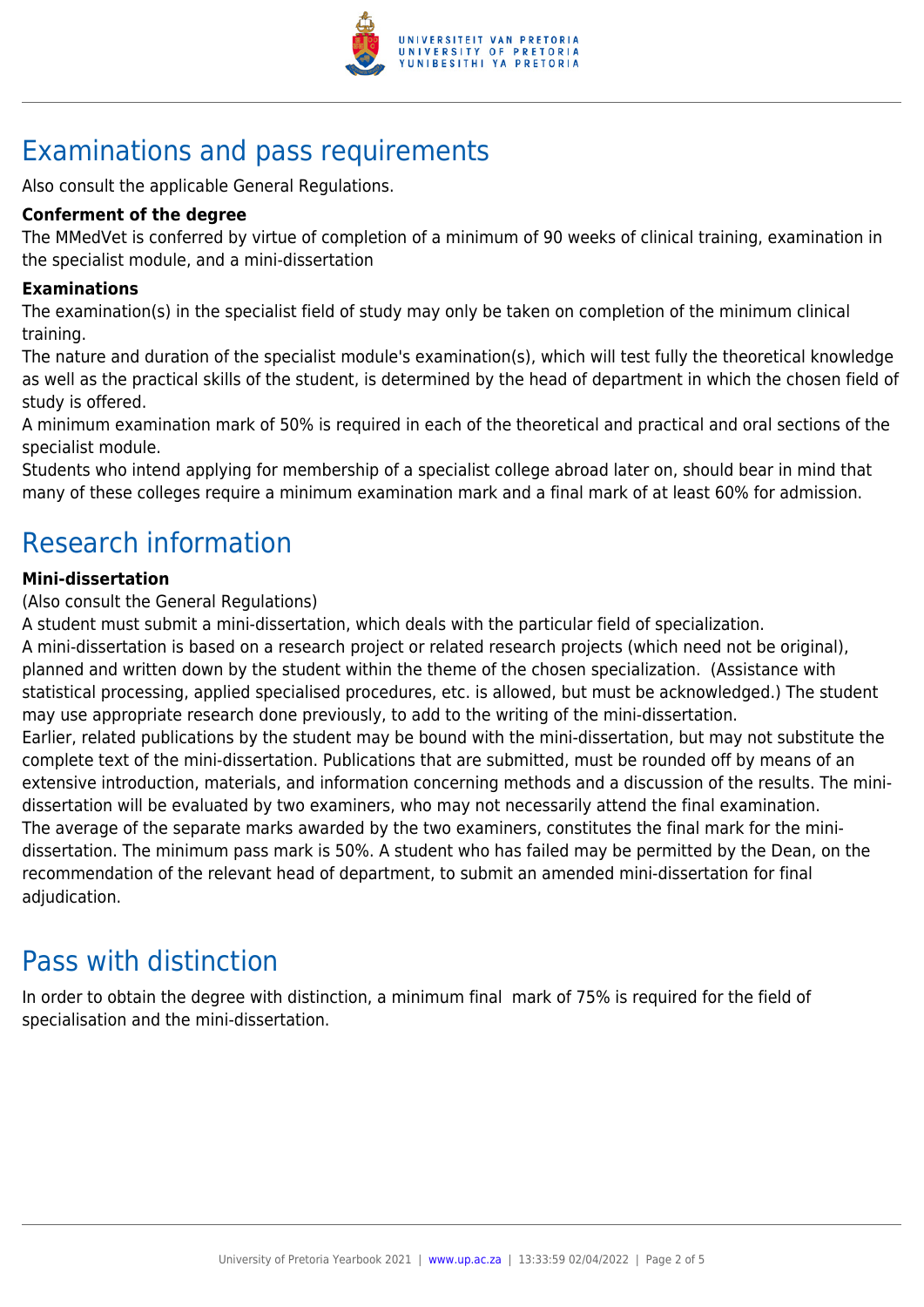## Examinations and pass requirements

Also consult the applicable General Regulations.

**Conferment of the degree**

The MMedVet is conferred by virtue of completion of a minimum of 90 weeks of clinical training, examination in the specialist module, and a mini-dissertation

**Examinations**

The examination(s) in the specialist field of study may only be taken on completion of the minimum clinical training.

The nature and duration of the specialist module's examination(s), which will test fully the theoretical knowledge as well as the practical skills of the student, is determined by the head of department in which the chosen field of study is offered.

A minimum examination mark of 50% is required in each of the theoretical and practical and oral sections of the specialist module.

Students who intend applying for membership of a specialist college abroad later on, should bear in mind that many of these colleges require a minimum examination mark and a final mark of at least 60% for admission.

## Research information

**Mini-dissertation**

(Also consult the General Regulations)

A student must submit a mini-dissertation, which deals with the particular field of specialization.

A mini-dissertation is based on a research project or related research projects (which need not be original), planned and written down by the student within the theme of the chosen specialization. (Assistance with statistical processing, applied specialised procedures, etc. is allowed, but must be acknowledged.) The student may use appropriate research done previously, to add to the writing of the mini-dissertation.

Earlier, related publications by the student may be bound with the mini-dissertation, but may not substitute the complete text of the mini-dissertation. Publications that are submitted, must be rounded off by means of an extensive introduction, materials, and information concerning methods and a discussion of the results. The mini-dissertation will be evaluated by two examiners, who may not necessarily attend the final examination.

The average of the separate marks awarded by the two examiners, constitutes the final mark for the mini-dissertation. The minimum pass mark is 50%. A student who has failed may be permitted by the Dean, on the recommendation of the relevant head of department, to submit an amended mini-dissertation for final adjudication.

## Pass with distinction

In order to obtain the degree with distinction, a minimum final mark of 75% is required for the field of specialisation and the mini-dissertation.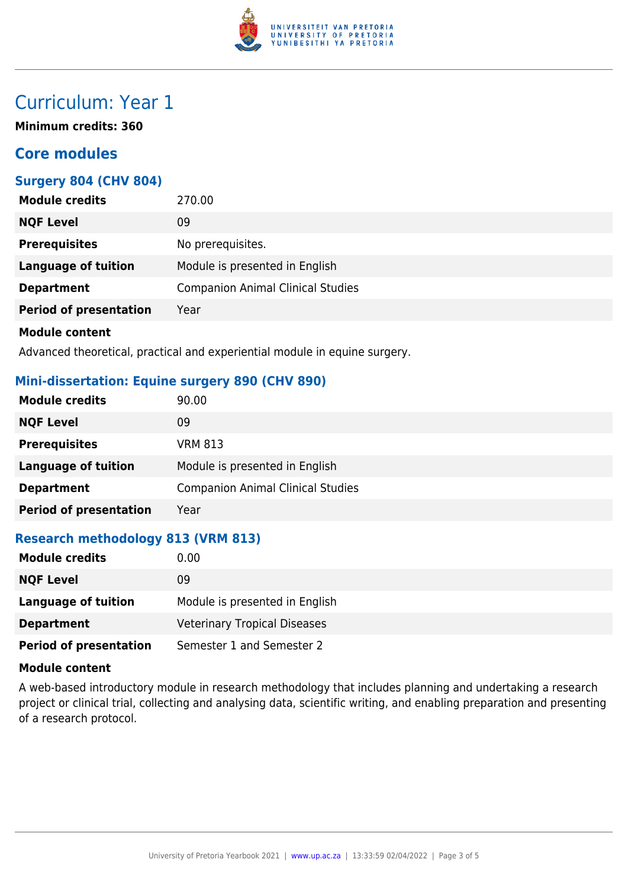# Curriculum: Year 1

**Minimum credits: 360**

## Core modules

### Surgery 804 (CHV 804)

| | |
|---|---|
| **Module credits** | 270.00 |
| **NQF Level** | 09 |
| **Prerequisites** | No prerequisites. |
| **Language of tuition** | Module is presented in English |
| **Department** | Companion Animal Clinical Studies |
| **Period of presentation** | Year |

**Module content**

Advanced theoretical, practical and experiential module in equine surgery.

### Mini-dissertation: Equine surgery 890 (CHV 890)

| | |
|---|---|
| **Module credits** | 90.00 |
| **NQF Level** | 09 |
| **Prerequisites** | VRM 813 |
| **Language of tuition** | Module is presented in English |
| **Department** | Companion Animal Clinical Studies |
| **Period of presentation** | Year |

### Research methodology 813 (VRM 813)

| | |
|---|---|
| **Module credits** | 0.00 |
| **NQF Level** | 09 |
| **Language of tuition** | Module is presented in English |
| **Department** | Veterinary Tropical Diseases |
| **Period of presentation** | Semester 1 and Semester 2 |

**Module content**

A web-based introductory module in research methodology that includes planning and undertaking a research project or clinical trial, collecting and analysing data, scientific writing, and enabling preparation and presenting of a research protocol.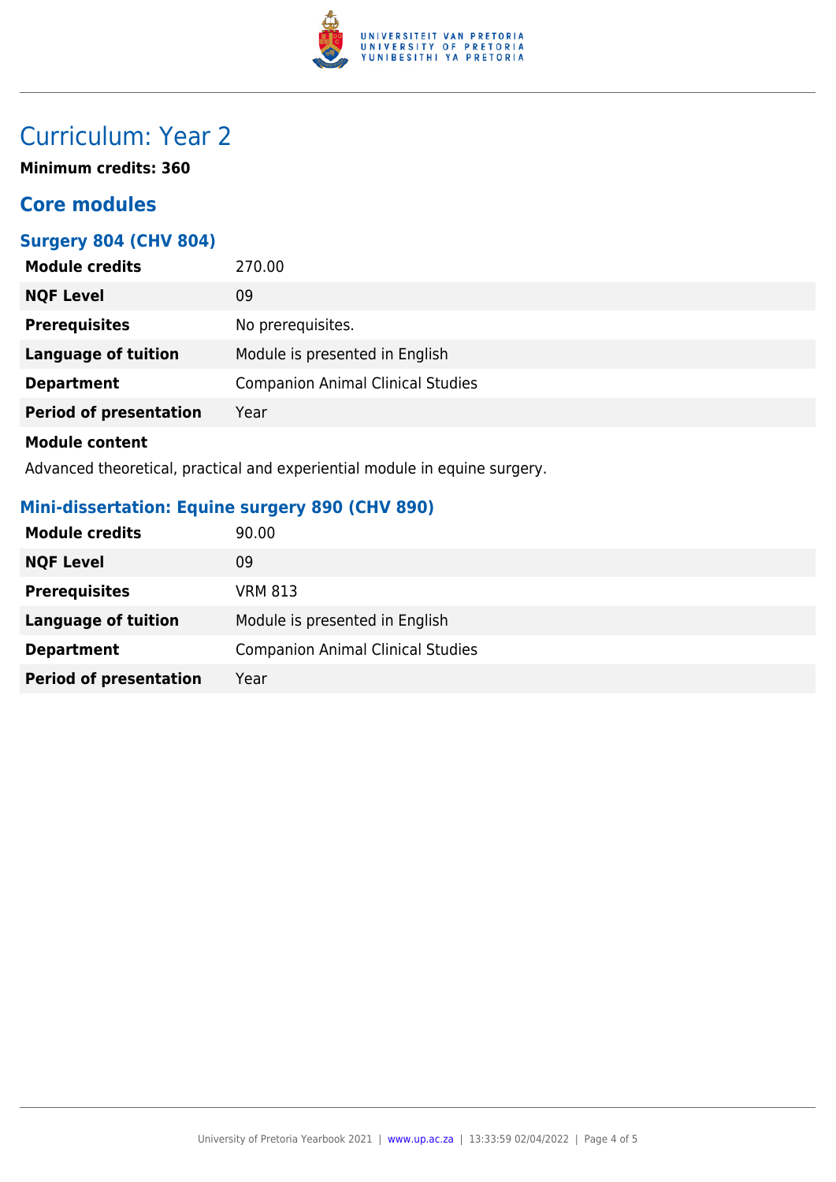# Curriculum: Year 2

**Minimum credits: 360**

## Core modules

### Surgery 804 (CHV 804)

| | |
|---|---|
| **Module credits** | 270.00 |
| **NQF Level** | 09 |
| **Prerequisites** | No prerequisites. |
| **Language of tuition** | Module is presented in English |
| **Department** | Companion Animal Clinical Studies |
| **Period of presentation** | Year |

**Module content**

Advanced theoretical, practical and experiential module in equine surgery.

### Mini-dissertation: Equine surgery 890 (CHV 890)

| | |
|---|---|
| **Module credits** | 90.00 |
| **NQF Level** | 09 |
| **Prerequisites** | VRM 813 |
| **Language of tuition** | Module is presented in English |
| **Department** | Companion Animal Clinical Studies |
| **Period of presentation** | Year |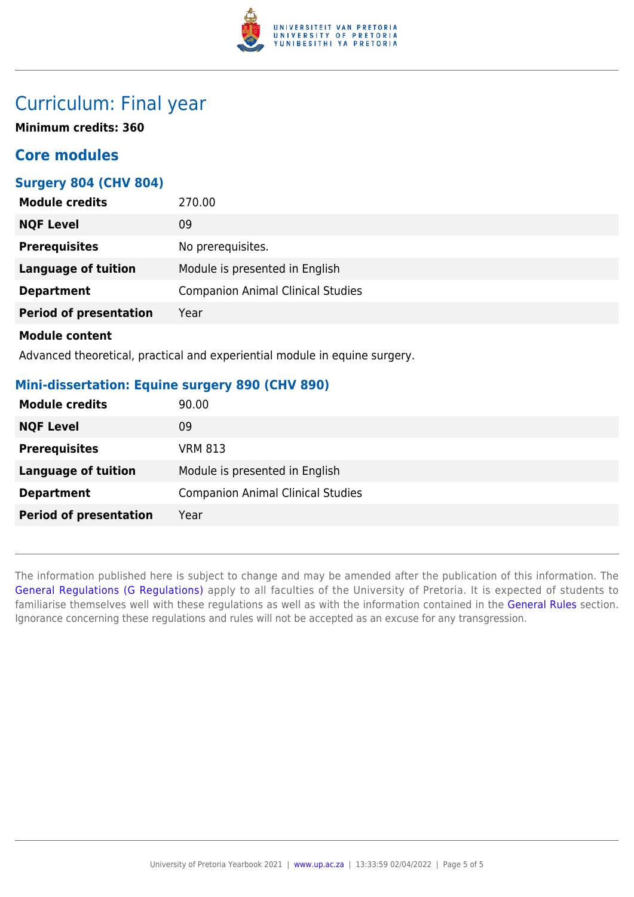# Curriculum: Final year

**Minimum credits: 360**

## Core modules

### Surgery 804 (CHV 804)

| | |
|---|---|
| **Module credits** | 270.00 |
| **NQF Level** | 09 |
| **Prerequisites** | No prerequisites. |
| **Language of tuition** | Module is presented in English |
| **Department** | Companion Animal Clinical Studies |
| **Period of presentation** | Year |

**Module content**

Advanced theoretical, practical and experiential module in equine surgery.

### Mini-dissertation: Equine surgery 890 (CHV 890)

| | |
|---|---|
| **Module credits** | 90.00 |
| **NQF Level** | 09 |
| **Prerequisites** | VRM 813 |
| **Language of tuition** | Module is presented in English |
| **Department** | Companion Animal Clinical Studies |
| **Period of presentation** | Year |

The information published here is subject to change and may be amended after the publication of this information. The General Regulations (G Regulations) apply to all faculties of the University of Pretoria. It is expected of students to familiarise themselves well with these regulations as well as with the information contained in the General Rules section. Ignorance concerning these regulations and rules will not be accepted as an excuse for any transgression.